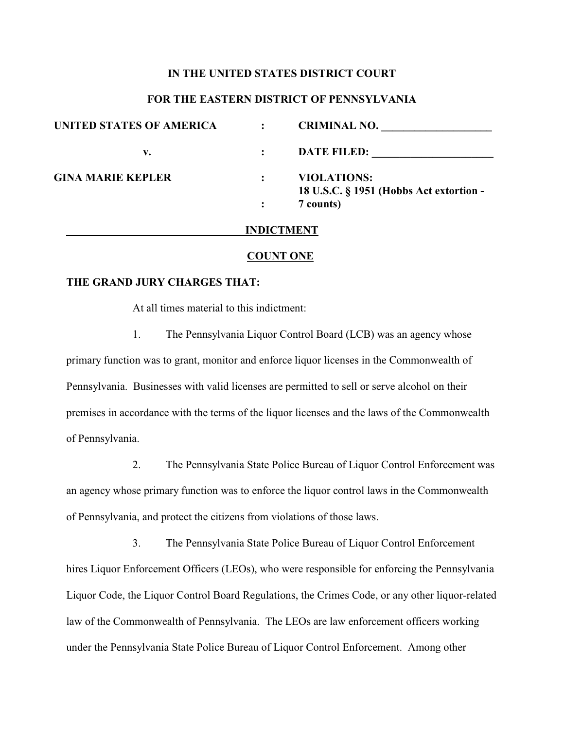**IN THE UNITED STATES DISTRICT COURT**

**FOR THE EASTERN DISTRICT OF PENNSYLVANIA**

| | | |
|---|---|---|
| **UNITED STATES OF AMERICA** | : | **CRIMINAL NO. \_\_\_\_\_\_\_\_\_\_\_\_\_\_\_\_\_\_\_\_** |
| **v.** | : | **DATE FILED: \_\_\_\_\_\_\_\_\_\_\_\_\_\_\_\_\_\_\_\_\_\_** |
| **GINA MARIE KEPLER** | : | **VIOLATIONS:** |
| | : | **18 U.S.C. § 1951 (Hobbs Act extortion - 7 counts)** |

**INDICTMENT**

**COUNT ONE**

**THE GRAND JURY CHARGES THAT:**

At all times material to this indictment:

1. The Pennsylvania Liquor Control Board (LCB) was an agency whose primary function was to grant, monitor and enforce liquor licenses in the Commonwealth of Pennsylvania. Businesses with valid licenses are permitted to sell or serve alcohol on their premises in accordance with the terms of the liquor licenses and the laws of the Commonwealth of Pennsylvania.

2. The Pennsylvania State Police Bureau of Liquor Control Enforcement was an agency whose primary function was to enforce the liquor control laws in the Commonwealth of Pennsylvania, and protect the citizens from violations of those laws.

3. The Pennsylvania State Police Bureau of Liquor Control Enforcement hires Liquor Enforcement Officers (LEOs), who were responsible for enforcing the Pennsylvania Liquor Code, the Liquor Control Board Regulations, the Crimes Code, or any other liquor-related law of the Commonwealth of Pennsylvania. The LEOs are law enforcement officers working under the Pennsylvania State Police Bureau of Liquor Control Enforcement. Among other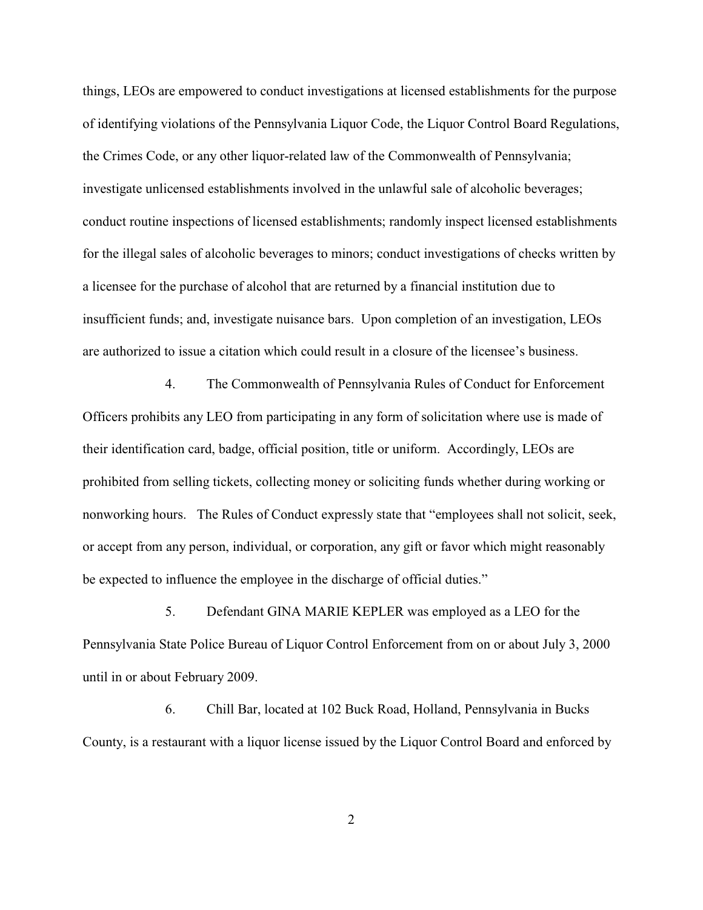things, LEOs are empowered to conduct investigations at licensed establishments for the purpose of identifying violations of the Pennsylvania Liquor Code, the Liquor Control Board Regulations, the Crimes Code, or any other liquor-related law of the Commonwealth of Pennsylvania; investigate unlicensed establishments involved in the unlawful sale of alcoholic beverages; conduct routine inspections of licensed establishments; randomly inspect licensed establishments for the illegal sales of alcoholic beverages to minors; conduct investigations of checks written by a licensee for the purchase of alcohol that are returned by a financial institution due to insufficient funds; and, investigate nuisance bars. Upon completion of an investigation, LEOs are authorized to issue a citation which could result in a closure of the licensee's business.

4. The Commonwealth of Pennsylvania Rules of Conduct for Enforcement Officers prohibits any LEO from participating in any form of solicitation where use is made of their identification card, badge, official position, title or uniform. Accordingly, LEOs are prohibited from selling tickets, collecting money or soliciting funds whether during working or nonworking hours. The Rules of Conduct expressly state that "employees shall not solicit, seek, or accept from any person, individual, or corporation, any gift or favor which might reasonably be expected to influence the employee in the discharge of official duties."

5. Defendant GINA MARIE KEPLER was employed as a LEO for the Pennsylvania State Police Bureau of Liquor Control Enforcement from on or about July 3, 2000 until in or about February 2009.

6. Chill Bar, located at 102 Buck Road, Holland, Pennsylvania in Bucks County, is a restaurant with a liquor license issued by the Liquor Control Board and enforced by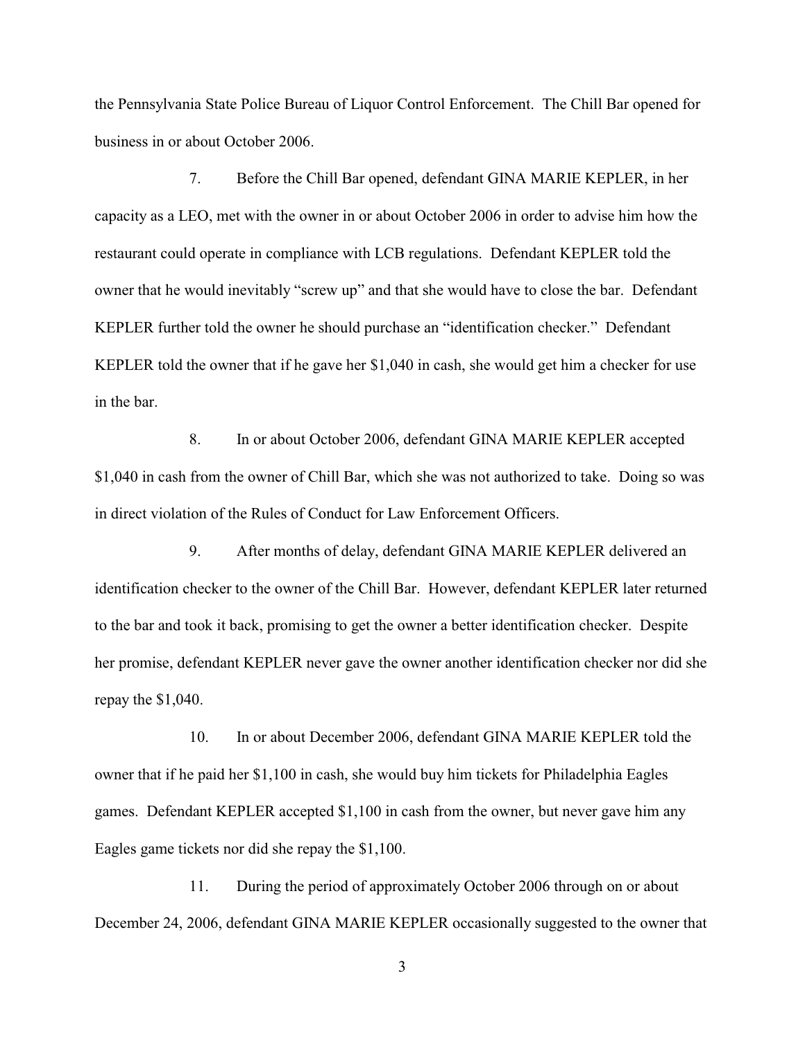the Pennsylvania State Police Bureau of Liquor Control Enforcement. The Chill Bar opened for business in or about October 2006.

7. Before the Chill Bar opened, defendant GINA MARIE KEPLER, in her capacity as a LEO, met with the owner in or about October 2006 in order to advise him how the restaurant could operate in compliance with LCB regulations. Defendant KEPLER told the owner that he would inevitably "screw up" and that she would have to close the bar. Defendant KEPLER further told the owner he should purchase an "identification checker." Defendant KEPLER told the owner that if he gave her $1,040 in cash, she would get him a checker for use in the bar.

8. In or about October 2006, defendant GINA MARIE KEPLER accepted $1,040 in cash from the owner of Chill Bar, which she was not authorized to take. Doing so was in direct violation of the Rules of Conduct for Law Enforcement Officers.

9. After months of delay, defendant GINA MARIE KEPLER delivered an identification checker to the owner of the Chill Bar. However, defendant KEPLER later returned to the bar and took it back, promising to get the owner a better identification checker. Despite her promise, defendant KEPLER never gave the owner another identification checker nor did she repay the $1,040.

10. In or about December 2006, defendant GINA MARIE KEPLER told the owner that if he paid her $1,100 in cash, she would buy him tickets for Philadelphia Eagles games. Defendant KEPLER accepted $1,100 in cash from the owner, but never gave him any Eagles game tickets nor did she repay the $1,100.

11. During the period of approximately October 2006 through on or about December 24, 2006, defendant GINA MARIE KEPLER occasionally suggested to the owner that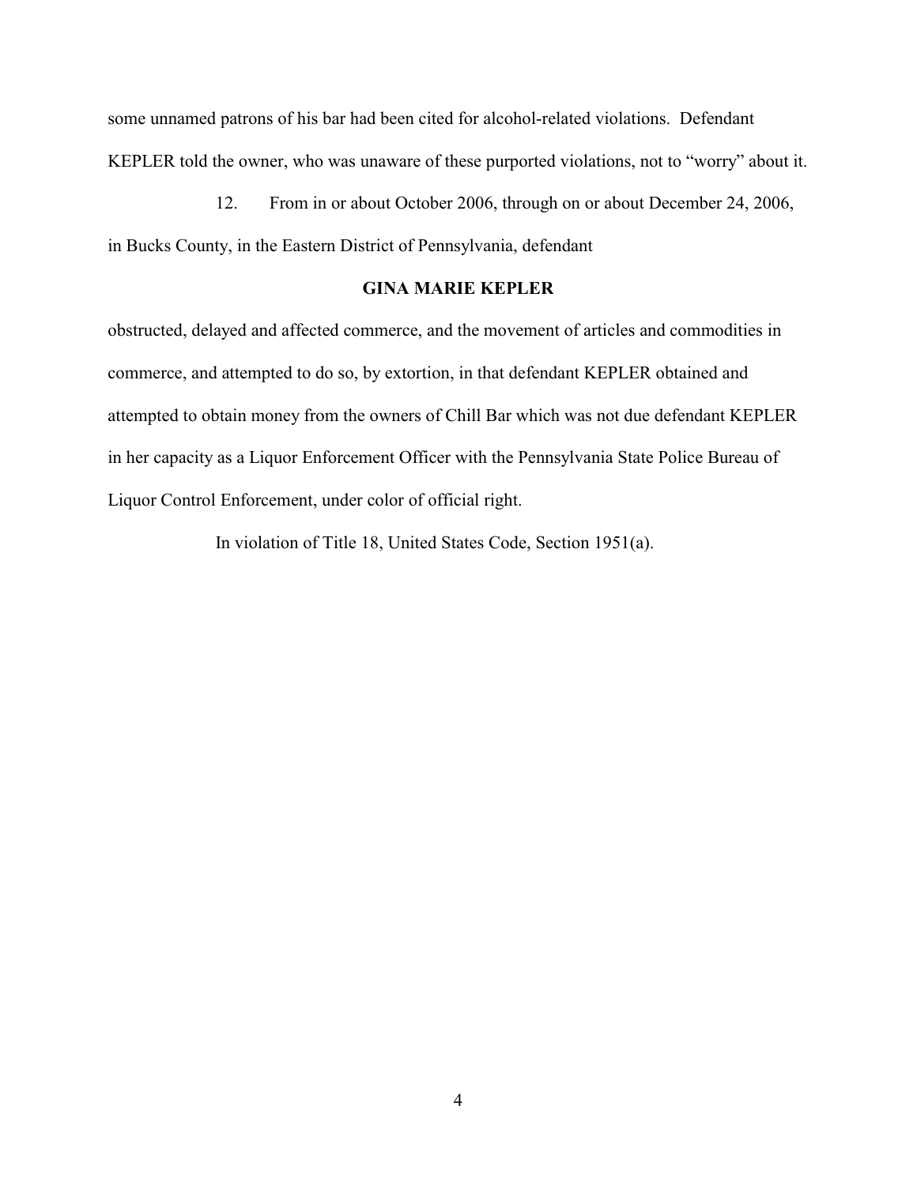some unnamed patrons of his bar had been cited for alcohol-related violations. Defendant KEPLER told the owner, who was unaware of these purported violations, not to "worry" about it.

12. From in or about October 2006, through on or about December 24, 2006, in Bucks County, in the Eastern District of Pennsylvania, defendant

**GINA MARIE KEPLER**

obstructed, delayed and affected commerce, and the movement of articles and commodities in commerce, and attempted to do so, by extortion, in that defendant KEPLER obtained and attempted to obtain money from the owners of Chill Bar which was not due defendant KEPLER in her capacity as a Liquor Enforcement Officer with the Pennsylvania State Police Bureau of Liquor Control Enforcement, under color of official right.

In violation of Title 18, United States Code, Section 1951(a).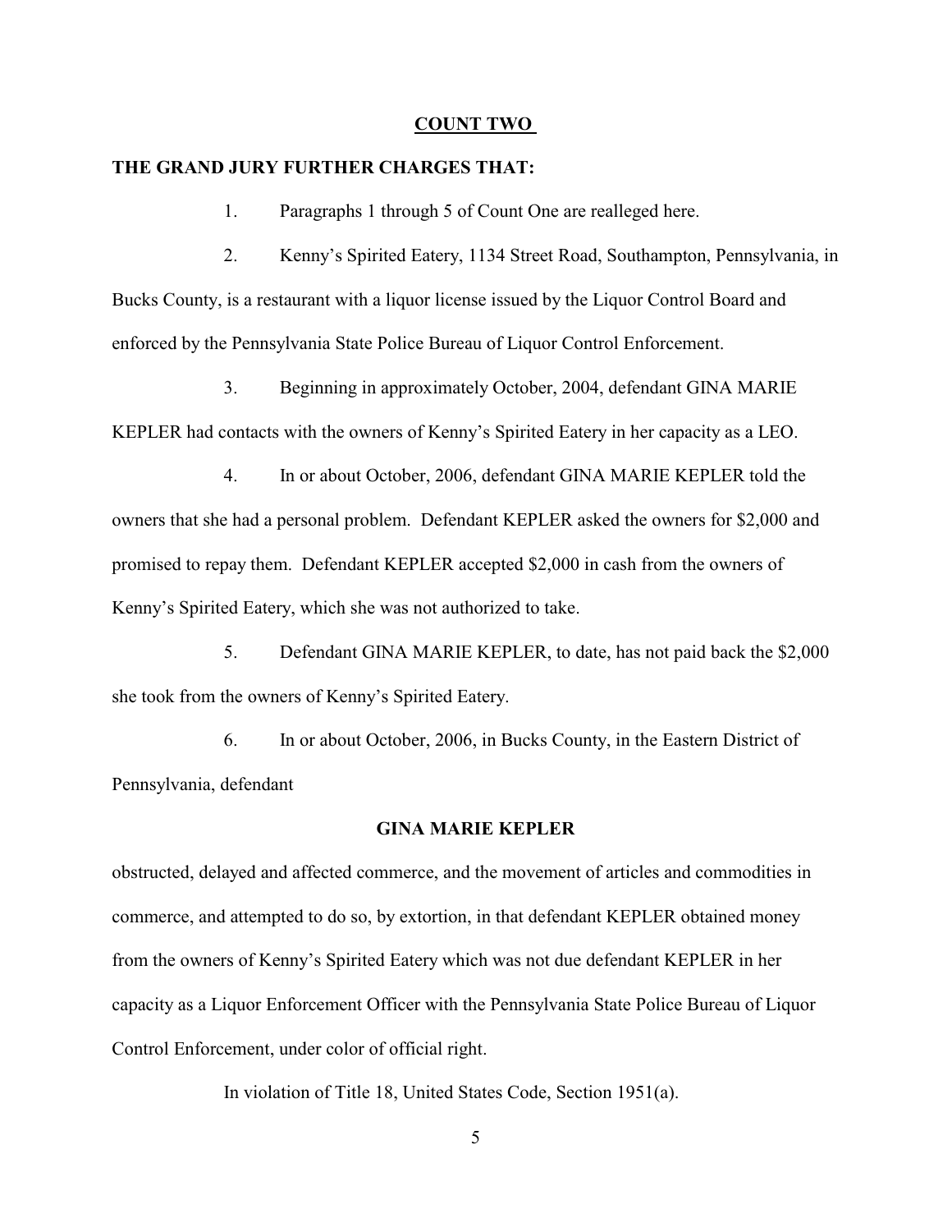## COUNT TWO

**THE GRAND JURY FURTHER CHARGES THAT:**

1. Paragraphs 1 through 5 of Count One are realleged here.

2. Kenny's Spirited Eatery, 1134 Street Road, Southampton, Pennsylvania, in Bucks County, is a restaurant with a liquor license issued by the Liquor Control Board and enforced by the Pennsylvania State Police Bureau of Liquor Control Enforcement.

3. Beginning in approximately October, 2004, defendant GINA MARIE KEPLER had contacts with the owners of Kenny's Spirited Eatery in her capacity as a LEO.

4. In or about October, 2006, defendant GINA MARIE KEPLER told the owners that she had a personal problem. Defendant KEPLER asked the owners for $2,000 and promised to repay them. Defendant KEPLER accepted $2,000 in cash from the owners of Kenny's Spirited Eatery, which she was not authorized to take.

5. Defendant GINA MARIE KEPLER, to date, has not paid back the $2,000 she took from the owners of Kenny's Spirited Eatery.

6. In or about October, 2006, in Bucks County, in the Eastern District of Pennsylvania, defendant

**GINA MARIE KEPLER**

obstructed, delayed and affected commerce, and the movement of articles and commodities in commerce, and attempted to do so, by extortion, in that defendant KEPLER obtained money from the owners of Kenny's Spirited Eatery which was not due defendant KEPLER in her capacity as a Liquor Enforcement Officer with the Pennsylvania State Police Bureau of Liquor Control Enforcement, under color of official right.

In violation of Title 18, United States Code, Section 1951(a).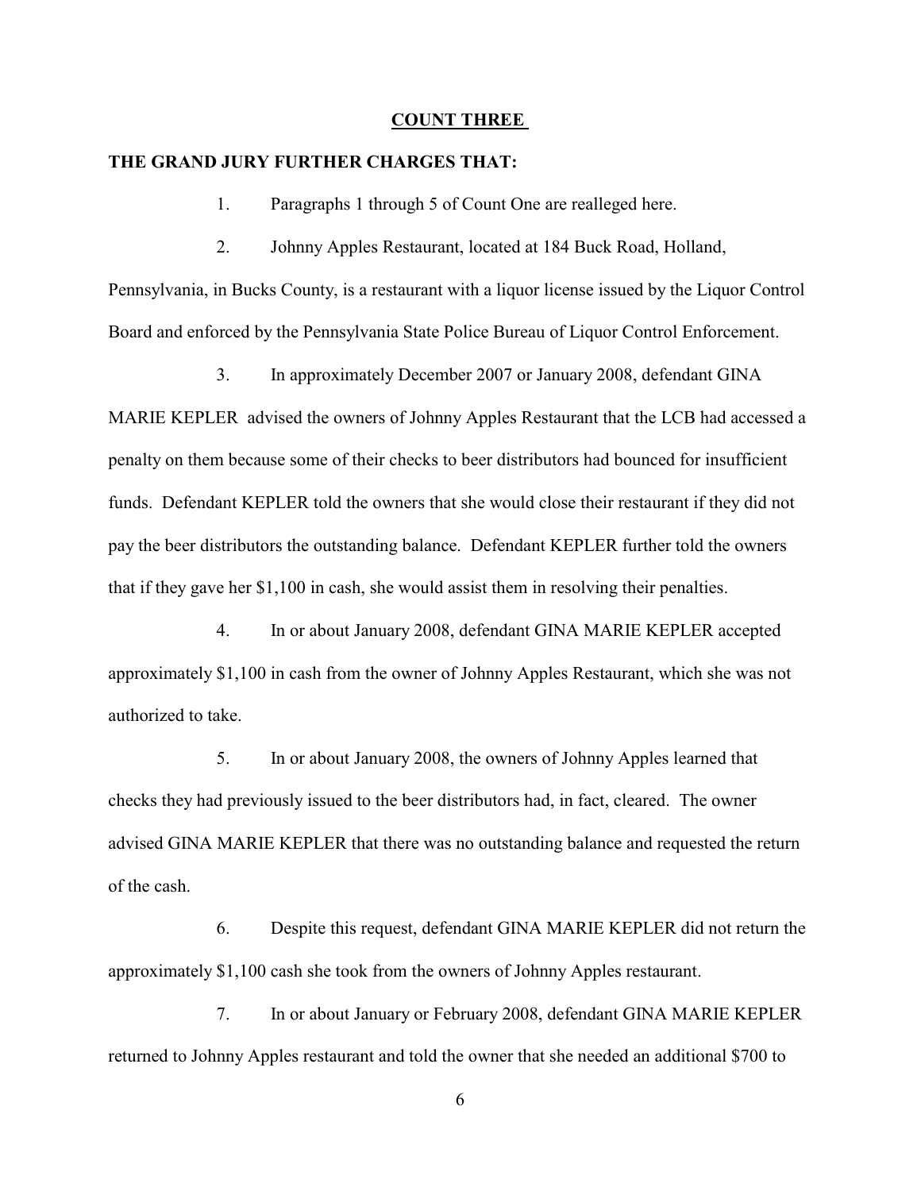## COUNT THREE

**THE GRAND JURY FURTHER CHARGES THAT:**

1. Paragraphs 1 through 5 of Count One are realleged here.

2. Johnny Apples Restaurant, located at 184 Buck Road, Holland, Pennsylvania, in Bucks County, is a restaurant with a liquor license issued by the Liquor Control Board and enforced by the Pennsylvania State Police Bureau of Liquor Control Enforcement.

3. In approximately December 2007 or January 2008, defendant GINA MARIE KEPLER advised the owners of Johnny Apples Restaurant that the LCB had accessed a penalty on them because some of their checks to beer distributors had bounced for insufficient funds. Defendant KEPLER told the owners that she would close their restaurant if they did not pay the beer distributors the outstanding balance. Defendant KEPLER further told the owners that if they gave her $1,100 in cash, she would assist them in resolving their penalties.

4. In or about January 2008, defendant GINA MARIE KEPLER accepted approximately $1,100 in cash from the owner of Johnny Apples Restaurant, which she was not authorized to take.

5. In or about January 2008, the owners of Johnny Apples learned that checks they had previously issued to the beer distributors had, in fact, cleared. The owner advised GINA MARIE KEPLER that there was no outstanding balance and requested the return of the cash.

6. Despite this request, defendant GINA MARIE KEPLER did not return the approximately $1,100 cash she took from the owners of Johnny Apples restaurant.

7. In or about January or February 2008, defendant GINA MARIE KEPLER returned to Johnny Apples restaurant and told the owner that she needed an additional $700 to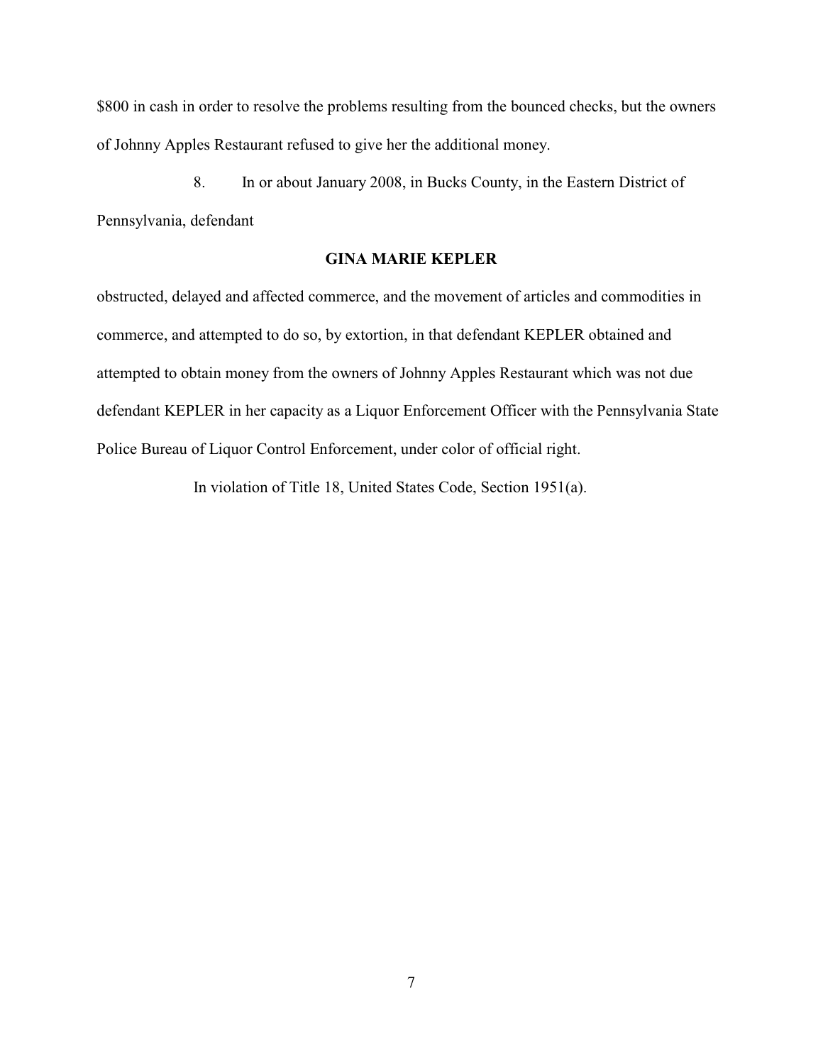$800 in cash in order to resolve the problems resulting from the bounced checks, but the owners of Johnny Apples Restaurant refused to give her the additional money.

8. In or about January 2008, in Bucks County, in the Eastern District of Pennsylvania, defendant

**GINA MARIE KEPLER**

obstructed, delayed and affected commerce, and the movement of articles and commodities in commerce, and attempted to do so, by extortion, in that defendant KEPLER obtained and attempted to obtain money from the owners of Johnny Apples Restaurant which was not due defendant KEPLER in her capacity as a Liquor Enforcement Officer with the Pennsylvania State Police Bureau of Liquor Control Enforcement, under color of official right.

In violation of Title 18, United States Code, Section 1951(a).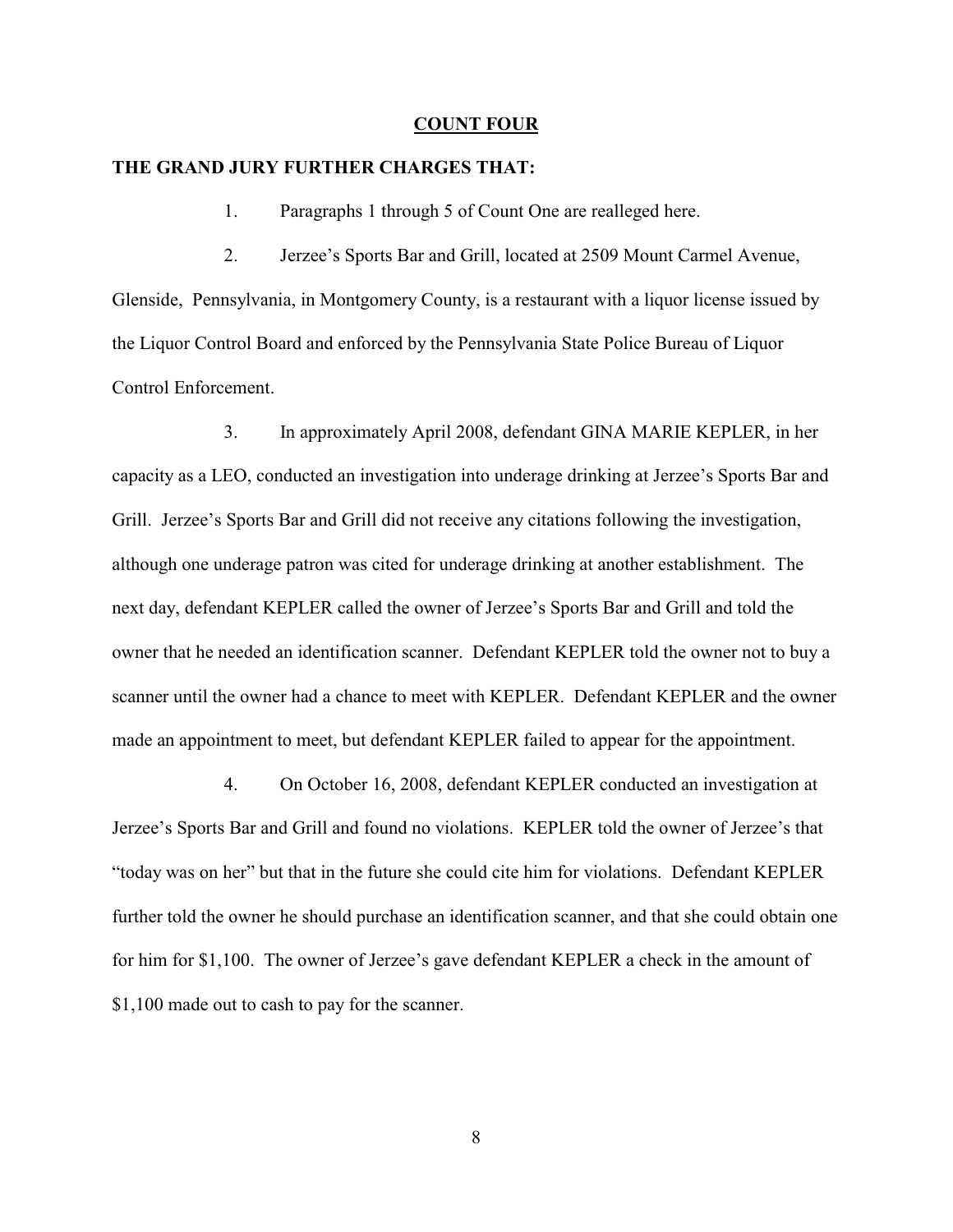## COUNT FOUR

**THE GRAND JURY FURTHER CHARGES THAT:**

1. Paragraphs 1 through 5 of Count One are realleged here.

2. Jerzee's Sports Bar and Grill, located at 2509 Mount Carmel Avenue, Glenside, Pennsylvania, in Montgomery County, is a restaurant with a liquor license issued by the Liquor Control Board and enforced by the Pennsylvania State Police Bureau of Liquor Control Enforcement.

3. In approximately April 2008, defendant GINA MARIE KEPLER, in her capacity as a LEO, conducted an investigation into underage drinking at Jerzee's Sports Bar and Grill. Jerzee's Sports Bar and Grill did not receive any citations following the investigation, although one underage patron was cited for underage drinking at another establishment. The next day, defendant KEPLER called the owner of Jerzee's Sports Bar and Grill and told the owner that he needed an identification scanner. Defendant KEPLER told the owner not to buy a scanner until the owner had a chance to meet with KEPLER. Defendant KEPLER and the owner made an appointment to meet, but defendant KEPLER failed to appear for the appointment.

4. On October 16, 2008, defendant KEPLER conducted an investigation at Jerzee's Sports Bar and Grill and found no violations. KEPLER told the owner of Jerzee's that "today was on her" but that in the future she could cite him for violations. Defendant KEPLER further told the owner he should purchase an identification scanner, and that she could obtain one for him for $1,100. The owner of Jerzee's gave defendant KEPLER a check in the amount of $1,100 made out to cash to pay for the scanner.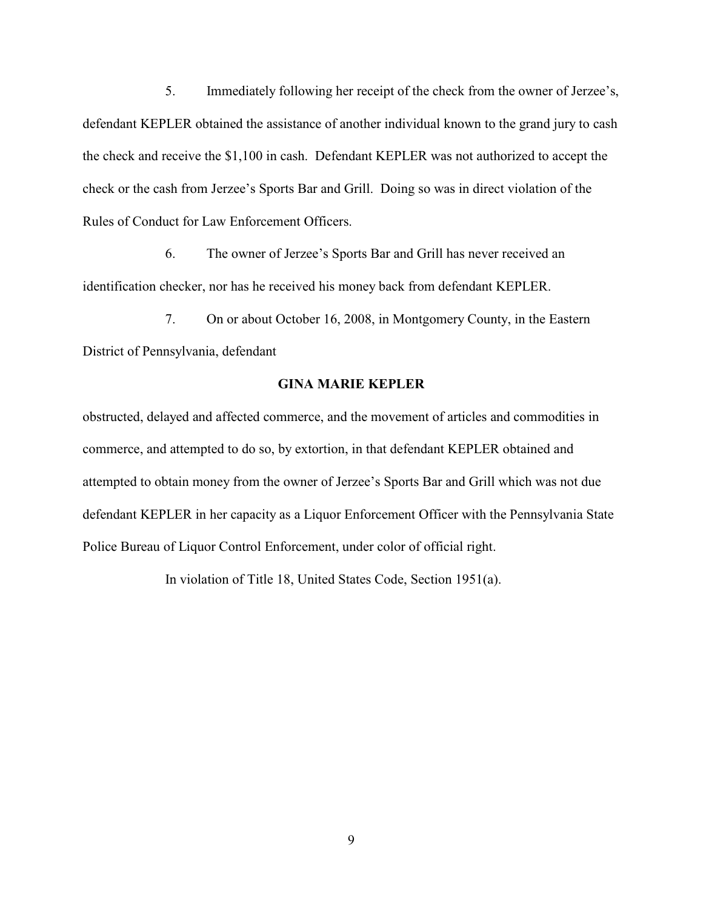5. Immediately following her receipt of the check from the owner of Jerzee's, defendant KEPLER obtained the assistance of another individual known to the grand jury to cash the check and receive the $1,100 in cash. Defendant KEPLER was not authorized to accept the check or the cash from Jerzee's Sports Bar and Grill. Doing so was in direct violation of the Rules of Conduct for Law Enforcement Officers.

6. The owner of Jerzee's Sports Bar and Grill has never received an identification checker, nor has he received his money back from defendant KEPLER.

7. On or about October 16, 2008, in Montgomery County, in the Eastern District of Pennsylvania, defendant

**GINA MARIE KEPLER**

obstructed, delayed and affected commerce, and the movement of articles and commodities in commerce, and attempted to do so, by extortion, in that defendant KEPLER obtained and attempted to obtain money from the owner of Jerzee's Sports Bar and Grill which was not due defendant KEPLER in her capacity as a Liquor Enforcement Officer with the Pennsylvania State Police Bureau of Liquor Control Enforcement, under color of official right.

In violation of Title 18, United States Code, Section 1951(a).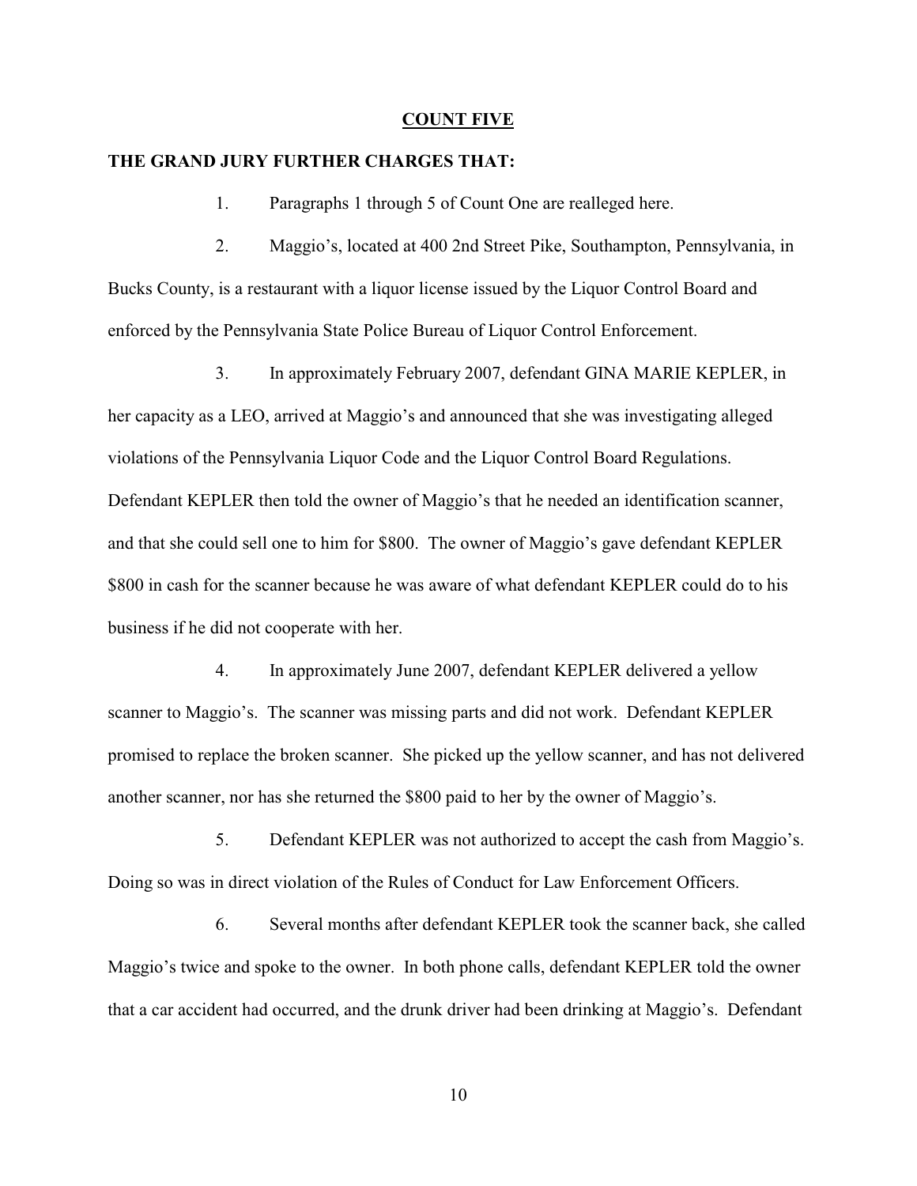**COUNT FIVE**

**THE GRAND JURY FURTHER CHARGES THAT:**

1. Paragraphs 1 through 5 of Count One are realleged here.

2. Maggio's, located at 400 2nd Street Pike, Southampton, Pennsylvania, in Bucks County, is a restaurant with a liquor license issued by the Liquor Control Board and enforced by the Pennsylvania State Police Bureau of Liquor Control Enforcement.

3. In approximately February 2007, defendant GINA MARIE KEPLER, in her capacity as a LEO, arrived at Maggio's and announced that she was investigating alleged violations of the Pennsylvania Liquor Code and the Liquor Control Board Regulations. Defendant KEPLER then told the owner of Maggio's that he needed an identification scanner, and that she could sell one to him for $800. The owner of Maggio's gave defendant KEPLER $800 in cash for the scanner because he was aware of what defendant KEPLER could do to his business if he did not cooperate with her.

4. In approximately June 2007, defendant KEPLER delivered a yellow scanner to Maggio's. The scanner was missing parts and did not work. Defendant KEPLER promised to replace the broken scanner. She picked up the yellow scanner, and has not delivered another scanner, nor has she returned the $800 paid to her by the owner of Maggio's.

5. Defendant KEPLER was not authorized to accept the cash from Maggio's. Doing so was in direct violation of the Rules of Conduct for Law Enforcement Officers.

6. Several months after defendant KEPLER took the scanner back, she called Maggio's twice and spoke to the owner. In both phone calls, defendant KEPLER told the owner that a car accident had occurred, and the drunk driver had been drinking at Maggio's. Defendant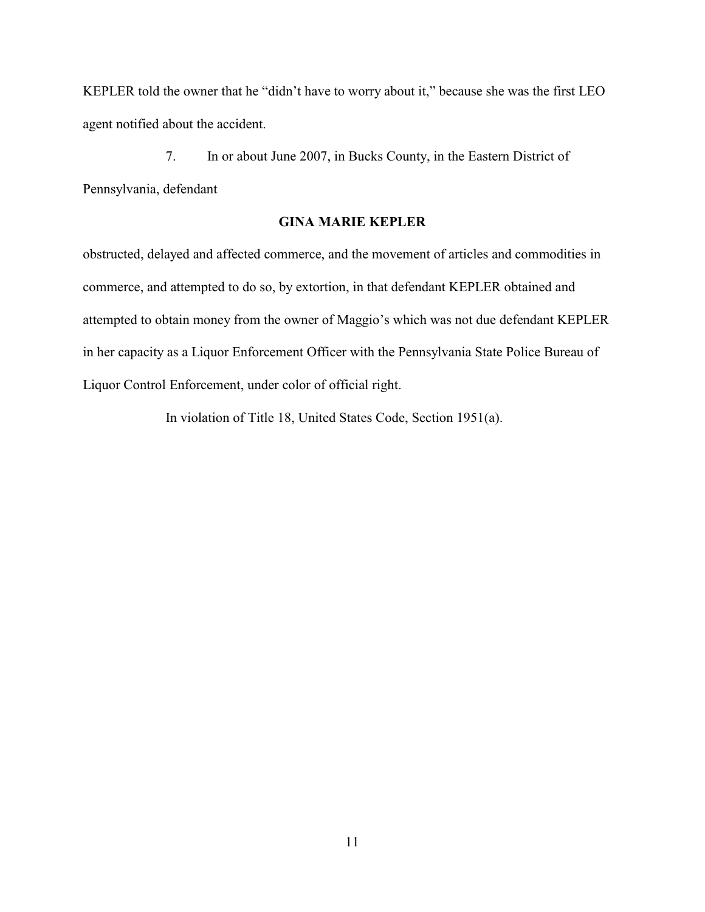KEPLER told the owner that he "didn't have to worry about it," because she was the first LEO agent notified about the accident.

7. In or about June 2007, in Bucks County, in the Eastern District of Pennsylvania, defendant

**GINA MARIE KEPLER**

obstructed, delayed and affected commerce, and the movement of articles and commodities in commerce, and attempted to do so, by extortion, in that defendant KEPLER obtained and attempted to obtain money from the owner of Maggio's which was not due defendant KEPLER in her capacity as a Liquor Enforcement Officer with the Pennsylvania State Police Bureau of Liquor Control Enforcement, under color of official right.

In violation of Title 18, United States Code, Section 1951(a).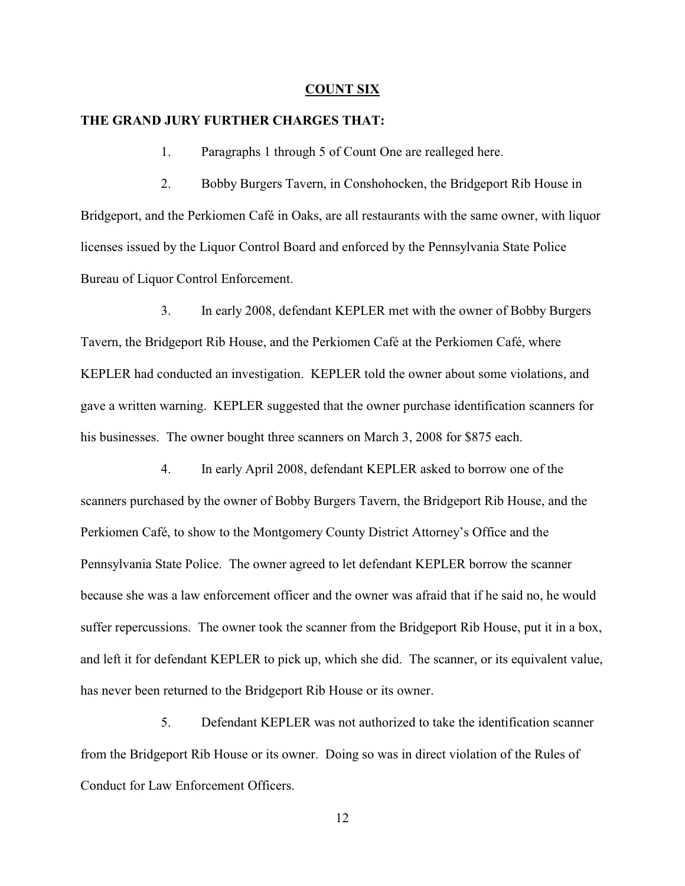## COUNT SIX

**THE GRAND JURY FURTHER CHARGES THAT:**

1. Paragraphs 1 through 5 of Count One are realleged here.

2. Bobby Burgers Tavern, in Conshohocken, the Bridgeport Rib House in Bridgeport, and the Perkiomen Café in Oaks, are all restaurants with the same owner, with liquor licenses issued by the Liquor Control Board and enforced by the Pennsylvania State Police Bureau of Liquor Control Enforcement.

3. In early 2008, defendant KEPLER met with the owner of Bobby Burgers Tavern, the Bridgeport Rib House, and the Perkiomen Café at the Perkiomen Café, where KEPLER had conducted an investigation. KEPLER told the owner about some violations, and gave a written warning. KEPLER suggested that the owner purchase identification scanners for his businesses. The owner bought three scanners on March 3, 2008 for $875 each.

4. In early April 2008, defendant KEPLER asked to borrow one of the scanners purchased by the owner of Bobby Burgers Tavern, the Bridgeport Rib House, and the Perkiomen Café, to show to the Montgomery County District Attorney's Office and the Pennsylvania State Police. The owner agreed to let defendant KEPLER borrow the scanner because she was a law enforcement officer and the owner was afraid that if he said no, he would suffer repercussions. The owner took the scanner from the Bridgeport Rib House, put it in a box, and left it for defendant KEPLER to pick up, which she did. The scanner, or its equivalent value, has never been returned to the Bridgeport Rib House or its owner.

5. Defendant KEPLER was not authorized to take the identification scanner from the Bridgeport Rib House or its owner. Doing so was in direct violation of the Rules of Conduct for Law Enforcement Officers.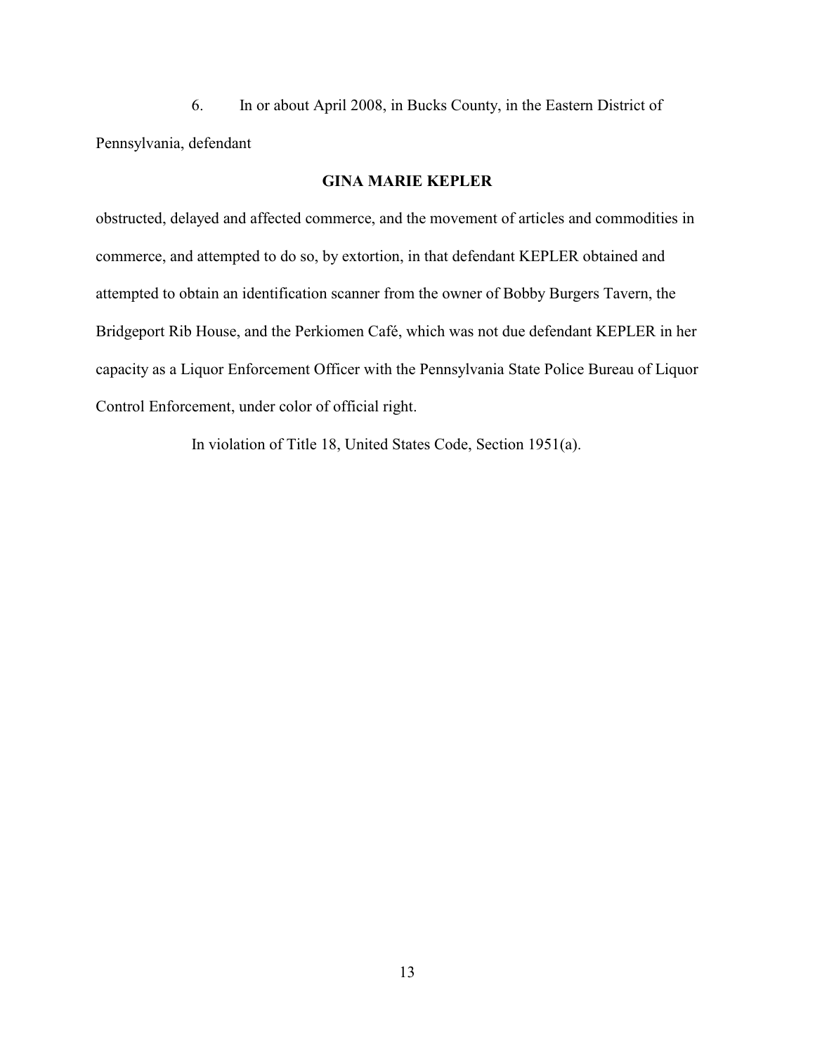6. In or about April 2008, in Bucks County, in the Eastern District of Pennsylvania, defendant

**GINA MARIE KEPLER**

obstructed, delayed and affected commerce, and the movement of articles and commodities in commerce, and attempted to do so, by extortion, in that defendant KEPLER obtained and attempted to obtain an identification scanner from the owner of Bobby Burgers Tavern, the Bridgeport Rib House, and the Perkiomen Café, which was not due defendant KEPLER in her capacity as a Liquor Enforcement Officer with the Pennsylvania State Police Bureau of Liquor Control Enforcement, under color of official right.

In violation of Title 18, United States Code, Section 1951(a).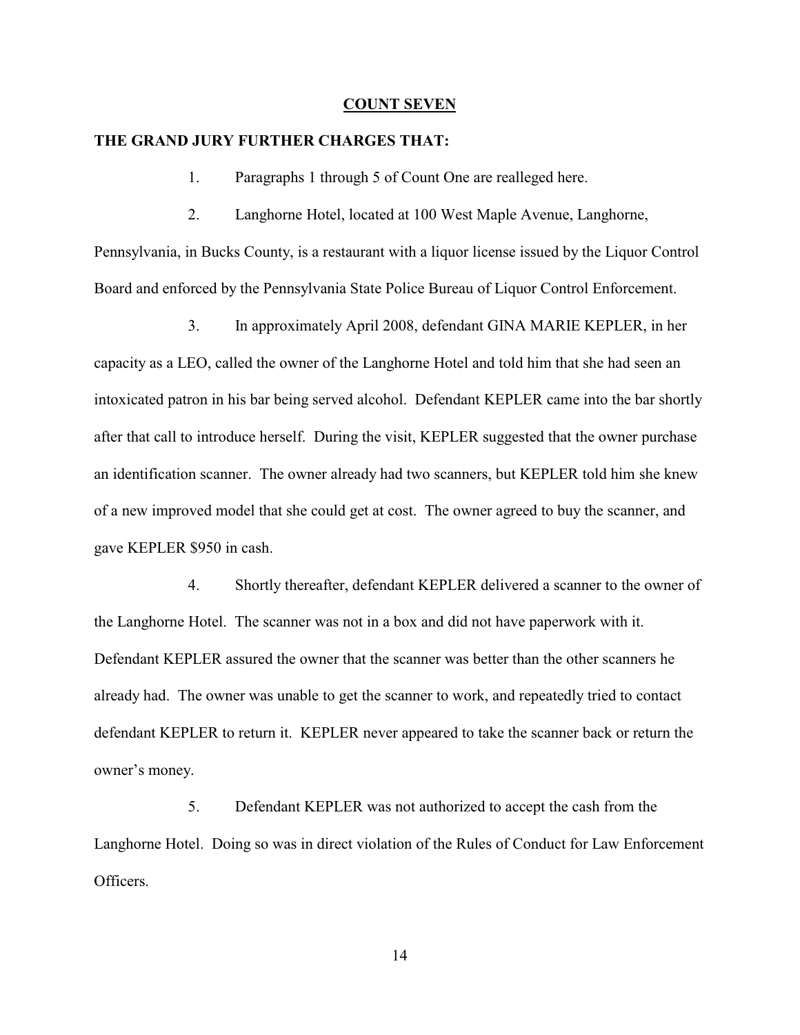## COUNT SEVEN

**THE GRAND JURY FURTHER CHARGES THAT:**

1. Paragraphs 1 through 5 of Count One are realleged here.

2. Langhorne Hotel, located at 100 West Maple Avenue, Langhorne, Pennsylvania, in Bucks County, is a restaurant with a liquor license issued by the Liquor Control Board and enforced by the Pennsylvania State Police Bureau of Liquor Control Enforcement.

3. In approximately April 2008, defendant GINA MARIE KEPLER, in her capacity as a LEO, called the owner of the Langhorne Hotel and told him that she had seen an intoxicated patron in his bar being served alcohol. Defendant KEPLER came into the bar shortly after that call to introduce herself. During the visit, KEPLER suggested that the owner purchase an identification scanner. The owner already had two scanners, but KEPLER told him she knew of a new improved model that she could get at cost. The owner agreed to buy the scanner, and gave KEPLER $950 in cash.

4. Shortly thereafter, defendant KEPLER delivered a scanner to the owner of the Langhorne Hotel. The scanner was not in a box and did not have paperwork with it. Defendant KEPLER assured the owner that the scanner was better than the other scanners he already had. The owner was unable to get the scanner to work, and repeatedly tried to contact defendant KEPLER to return it. KEPLER never appeared to take the scanner back or return the owner's money.

5. Defendant KEPLER was not authorized to accept the cash from the Langhorne Hotel. Doing so was in direct violation of the Rules of Conduct for Law Enforcement Officers.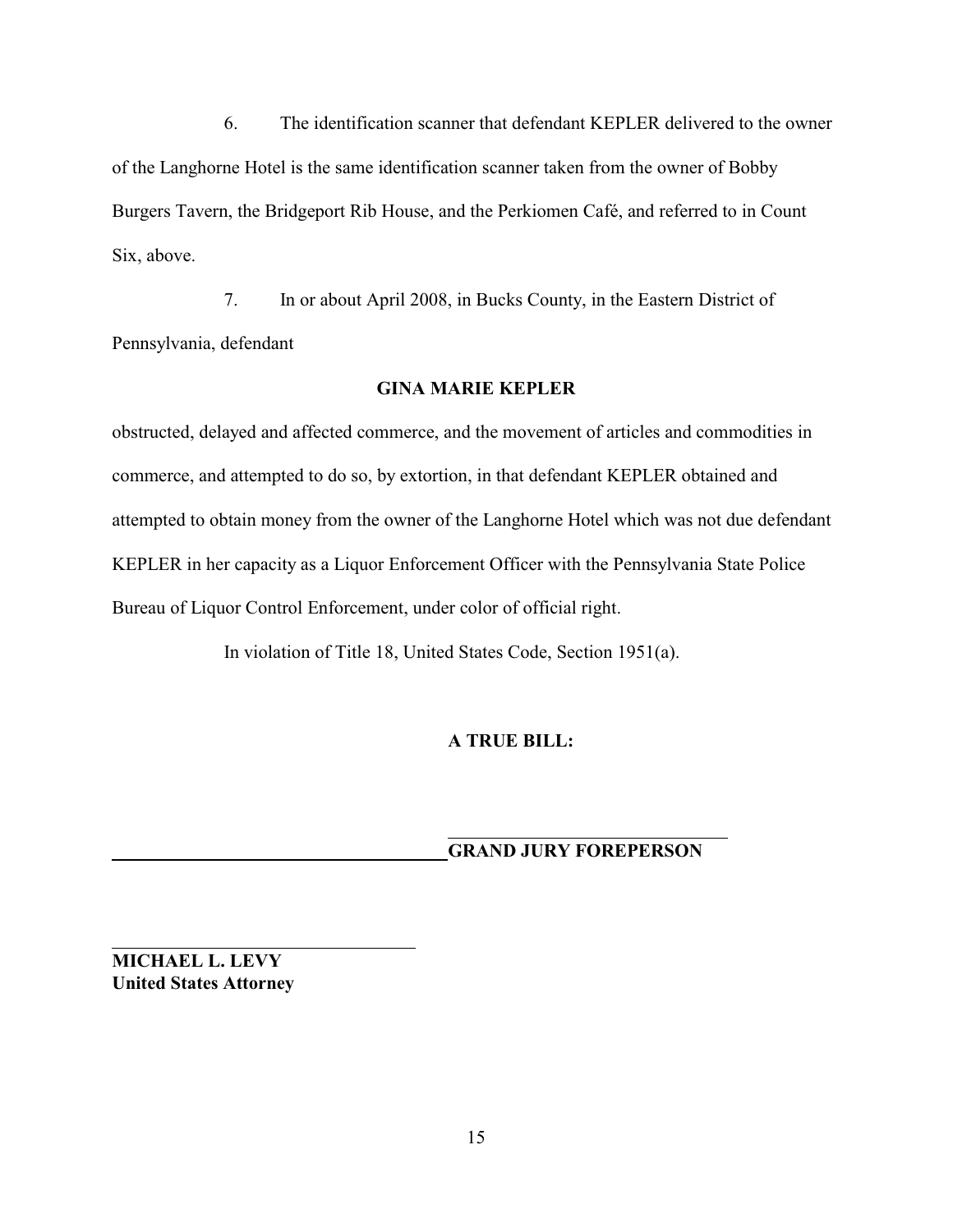6. The identification scanner that defendant KEPLER delivered to the owner of the Langhorne Hotel is the same identification scanner taken from the owner of Bobby Burgers Tavern, the Bridgeport Rib House, and the Perkiomen Café, and referred to in Count Six, above.

7. In or about April 2008, in Bucks County, in the Eastern District of Pennsylvania, defendant

**GINA MARIE KEPLER**

obstructed, delayed and affected commerce, and the movement of articles and commodities in commerce, and attempted to do so, by extortion, in that defendant KEPLER obtained and attempted to obtain money from the owner of the Langhorne Hotel which was not due defendant KEPLER in her capacity as a Liquor Enforcement Officer with the Pennsylvania State Police Bureau of Liquor Control Enforcement, under color of official right.

In violation of Title 18, United States Code, Section 1951(a).

**A TRUE BILL:**

______________________________
**GRAND JURY FOREPERSON**

______________________________
**MICHAEL L. LEVY**
**United States Attorney**